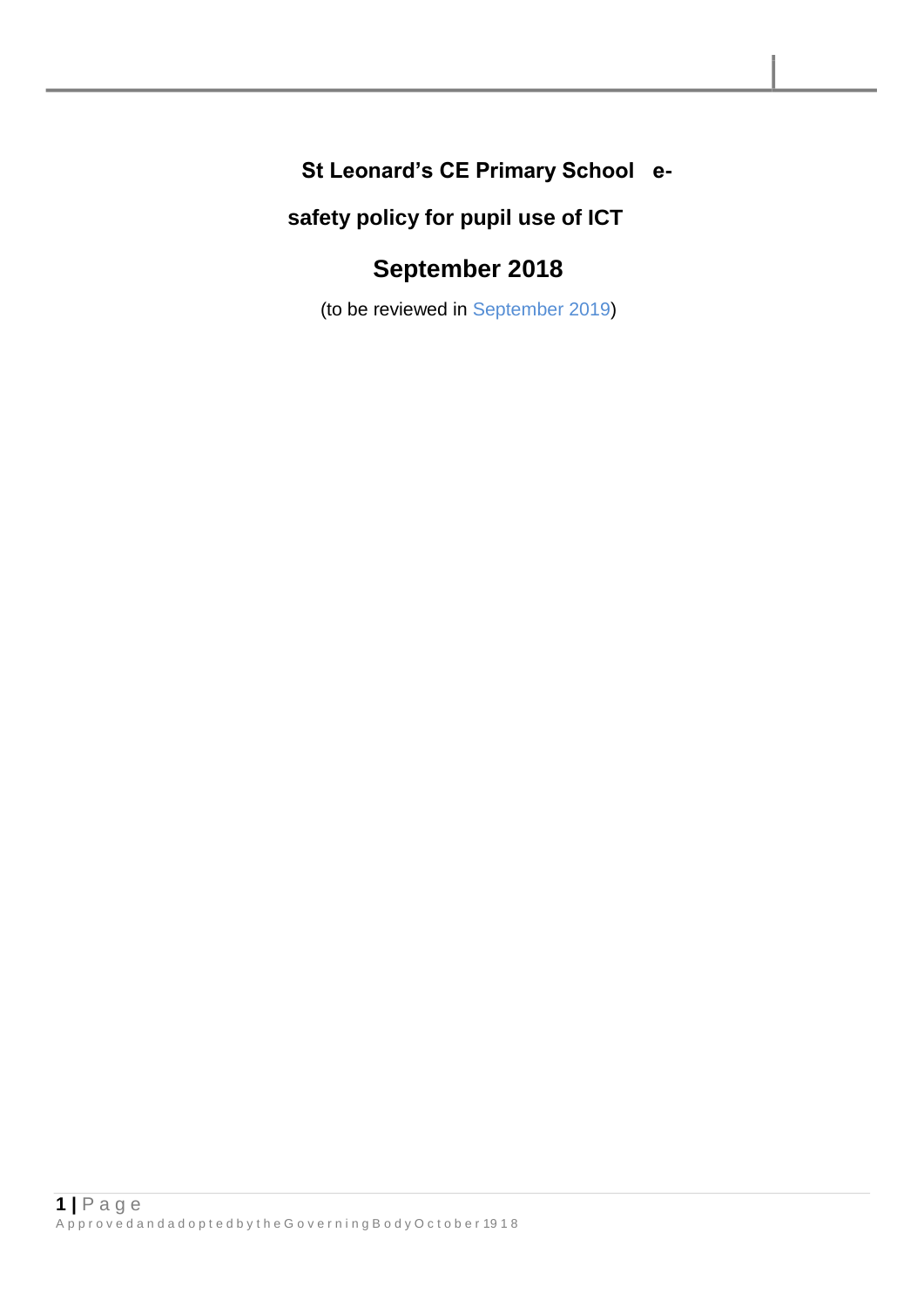# St Leonard's CE Primary School e-safety policy for pupil use of ICT

## September 2018

(to be reviewed in September 2019)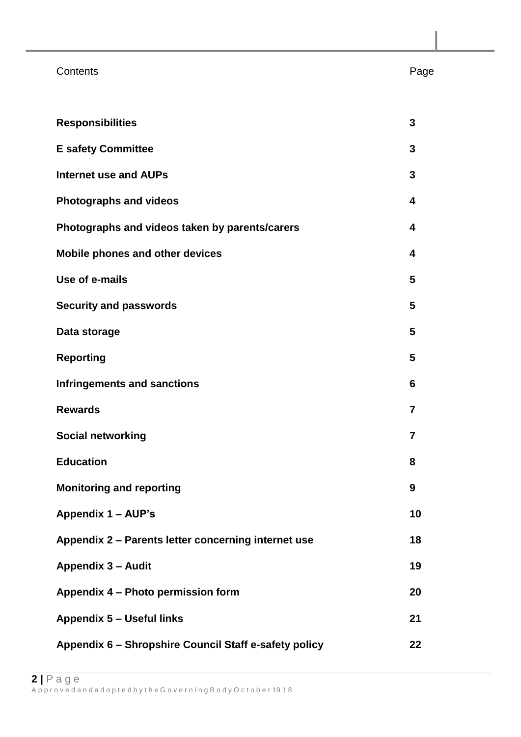| Contents | Page |
|---|---|
| **Responsibilities** | **3** |
| **E safety Committee** | **3** |
| **Internet use and AUPs** | **3** |
| **Photographs and videos** | **4** |
| **Photographs and videos taken by parents/carers** | **4** |
| **Mobile phones and other devices** | **4** |
| **Use of e-mails** | **5** |
| **Security and passwords** | **5** |
| **Data storage** | **5** |
| **Reporting** | **5** |
| **Infringements and sanctions** | **6** |
| **Rewards** | **7** |
| **Social networking** | **7** |
| **Education** | **8** |
| **Monitoring and reporting** | **9** |
| **Appendix 1 – AUP's** | **10** |
| **Appendix 2 – Parents letter concerning internet use** | **18** |
| **Appendix 3 – Audit** | **19** |
| **Appendix 4 – Photo permission form** | **20** |
| **Appendix 5 – Useful links** | **21** |
| **Appendix 6 – Shropshire Council Staff e-safety policy** | **22** |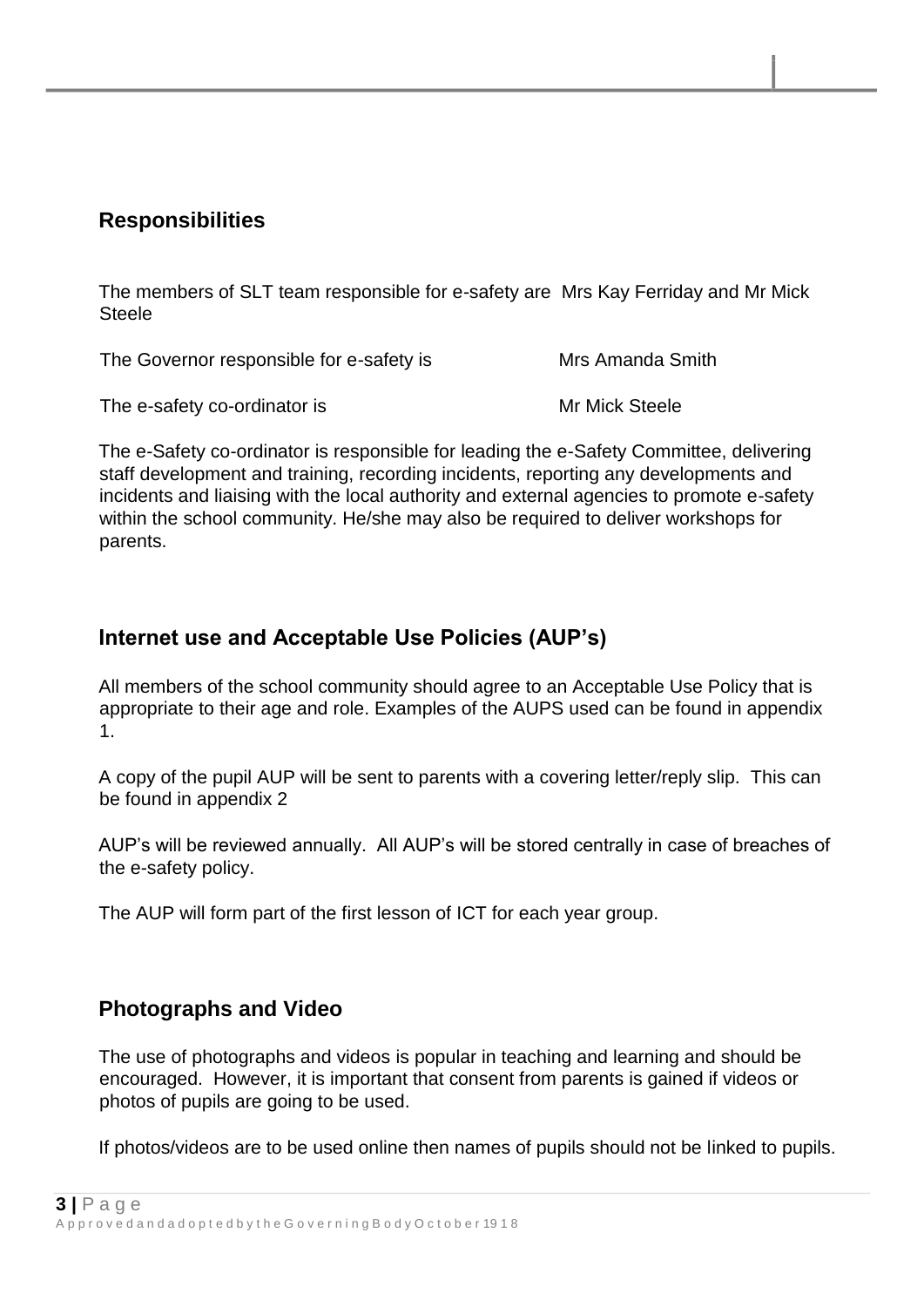## Responsibilities

The members of SLT team responsible for e-safety are Mrs Kay Ferriday and Mr Mick Steele

The Governor responsible for e-safety is Mrs Amanda Smith

The e-safety co-ordinator is Mr Mick Steele

The e-Safety co-ordinator is responsible for leading the e-Safety Committee, delivering staff development and training, recording incidents, reporting any developments and incidents and liaising with the local authority and external agencies to promote e-safety within the school community. He/she may also be required to deliver workshops for parents.

## Internet use and Acceptable Use Policies (AUP's)

All members of the school community should agree to an Acceptable Use Policy that is appropriate to their age and role. Examples of the AUPS used can be found in appendix 1.

A copy of the pupil AUP will be sent to parents with a covering letter/reply slip. This can be found in appendix 2

AUP's will be reviewed annually. All AUP's will be stored centrally in case of breaches of the e-safety policy.

The AUP will form part of the first lesson of ICT for each year group.

## Photographs and Video

The use of photographs and videos is popular in teaching and learning and should be encouraged. However, it is important that consent from parents is gained if videos or photos of pupils are going to be used.

If photos/videos are to be used online then names of pupils should not be linked to pupils.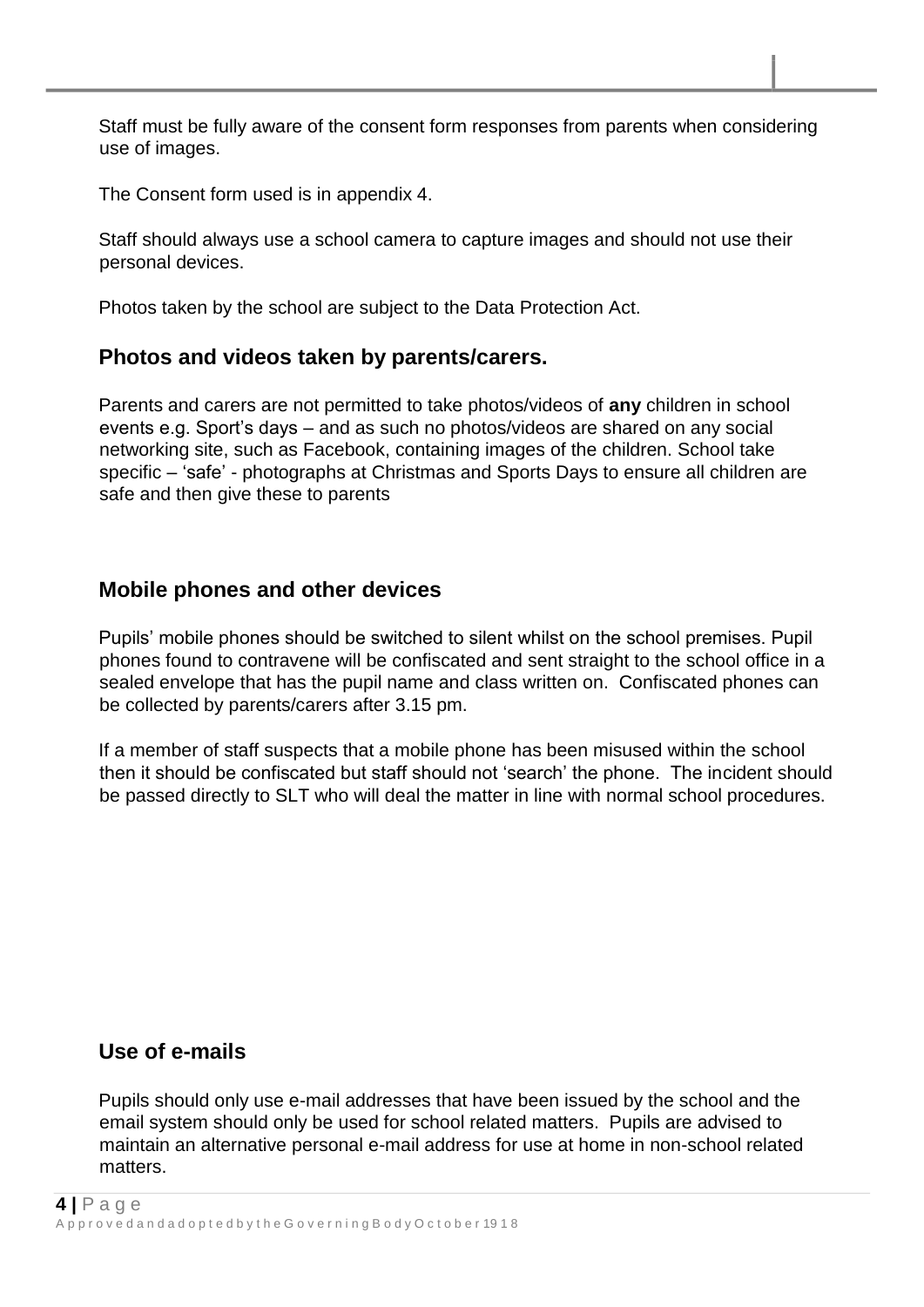Staff must be fully aware of the consent form responses from parents when considering use of images.

The Consent form used is in appendix 4.

Staff should always use a school camera to capture images and should not use their personal devices.

Photos taken by the school are subject to the Data Protection Act.

## Photos and videos taken by parents/carers.

Parents and carers are not permitted to take photos/videos of **any** children in school events e.g. Sport's days – and as such no photos/videos are shared on any social networking site, such as Facebook, containing images of the children. School take specific – 'safe' - photographs at Christmas and Sports Days to ensure all children are safe and then give these to parents

## Mobile phones and other devices

Pupils' mobile phones should be switched to silent whilst on the school premises. Pupil phones found to contravene will be confiscated and sent straight to the school office in a sealed envelope that has the pupil name and class written on. Confiscated phones can be collected by parents/carers after 3.15 pm.

If a member of staff suspects that a mobile phone has been misused within the school then it should be confiscated but staff should not 'search' the phone. The incident should be passed directly to SLT who will deal the matter in line with normal school procedures.

## Use of e-mails

Pupils should only use e-mail addresses that have been issued by the school and the email system should only be used for school related matters. Pupils are advised to maintain an alternative personal e-mail address for use at home in non-school related matters.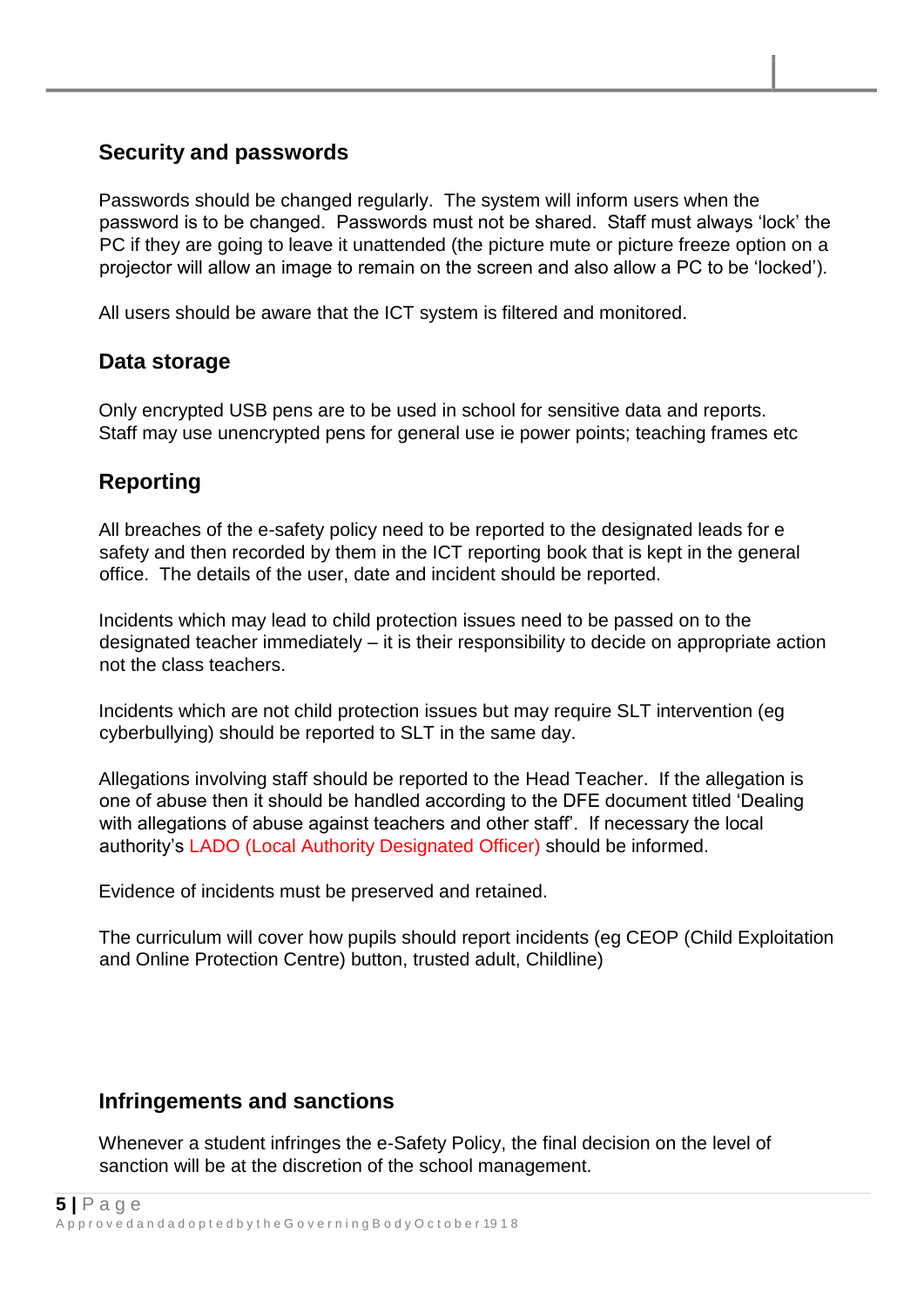## Security and passwords

Passwords should be changed regularly. The system will inform users when the password is to be changed. Passwords must not be shared. Staff must always 'lock' the PC if they are going to leave it unattended (the picture mute or picture freeze option on a projector will allow an image to remain on the screen and also allow a PC to be 'locked').

All users should be aware that the ICT system is filtered and monitored.

## Data storage

Only encrypted USB pens are to be used in school for sensitive data and reports. Staff may use unencrypted pens for general use ie power points; teaching frames etc

## Reporting

All breaches of the e-safety policy need to be reported to the designated leads for e safety and then recorded by them in the ICT reporting book that is kept in the general office. The details of the user, date and incident should be reported.

Incidents which may lead to child protection issues need to be passed on to the designated teacher immediately – it is their responsibility to decide on appropriate action not the class teachers.

Incidents which are not child protection issues but may require SLT intervention (eg cyberbullying) should be reported to SLT in the same day.

Allegations involving staff should be reported to the Head Teacher. If the allegation is one of abuse then it should be handled according to the DFE document titled 'Dealing with allegations of abuse against teachers and other staff'. If necessary the local authority's LADO (Local Authority Designated Officer) should be informed.

Evidence of incidents must be preserved and retained.

The curriculum will cover how pupils should report incidents (eg CEOP (Child Exploitation and Online Protection Centre) button, trusted adult, Childline)

## Infringements and sanctions

Whenever a student infringes the e-Safety Policy, the final decision on the level of sanction will be at the discretion of the school management.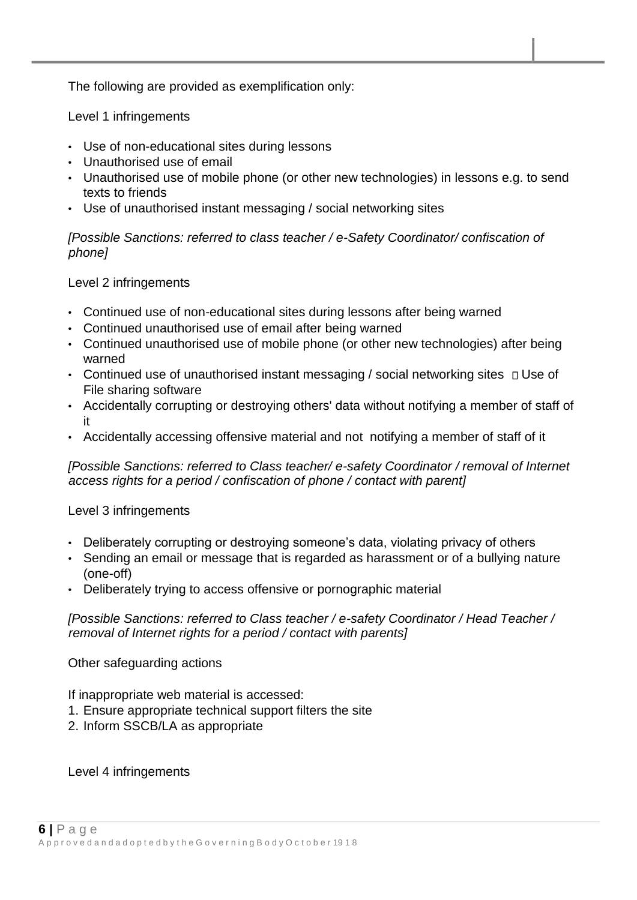The following are provided as exemplification only:

Level 1 infringements

- Use of non-educational sites during lessons
- Unauthorised use of email
- Unauthorised use of mobile phone (or other new technologies) in lessons e.g. to send texts to friends
- Use of unauthorised instant messaging / social networking sites

*[Possible Sanctions: referred to class teacher / e-Safety Coordinator/ confiscation of phone]*

Level 2 infringements

- Continued use of non-educational sites during lessons after being warned
- Continued unauthorised use of email after being warned
- Continued unauthorised use of mobile phone (or other new technologies) after being warned
- Continued use of unauthorised instant messaging / social networking sites  Use of File sharing software
- Accidentally corrupting or destroying others' data without notifying a member of staff of it
- Accidentally accessing offensive material and not notifying a member of staff of it

*[Possible Sanctions: referred to Class teacher/ e-safety Coordinator / removal of Internet access rights for a period / confiscation of phone / contact with parent]*

Level 3 infringements

- Deliberately corrupting or destroying someone's data, violating privacy of others
- Sending an email or message that is regarded as harassment or of a bullying nature (one-off)
- Deliberately trying to access offensive or pornographic material

*[Possible Sanctions: referred to Class teacher / e-safety Coordinator / Head Teacher / removal of Internet rights for a period / contact with parents]*

Other safeguarding actions

If inappropriate web material is accessed:

1. Ensure appropriate technical support filters the site
2. Inform SSCB/LA as appropriate

Level 4 infringements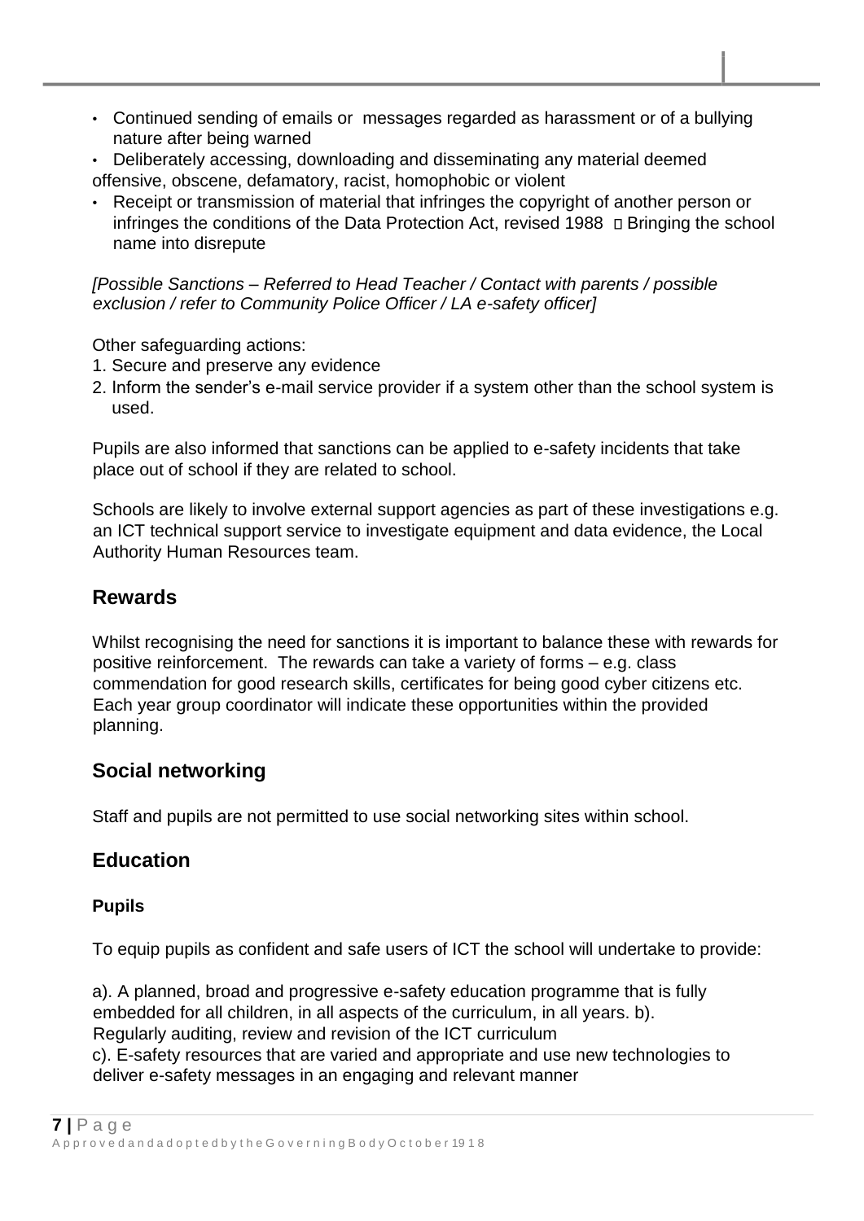- Continued sending of emails or messages regarded as harassment or of a bullying nature after being warned
- Deliberately accessing, downloading and disseminating any material deemed offensive, obscene, defamatory, racist, homophobic or violent
- Receipt or transmission of material that infringes the copyright of another person or infringes the conditions of the Data Protection Act, revised 1988  Bringing the school name into disrepute

*[Possible Sanctions – Referred to Head Teacher / Contact with parents / possible exclusion / refer to Community Police Officer / LA e-safety officer]*

Other safeguarding actions:

1. Secure and preserve any evidence
2. Inform the sender's e-mail service provider if a system other than the school system is used.

Pupils are also informed that sanctions can be applied to e-safety incidents that take place out of school if they are related to school.

Schools are likely to involve external support agencies as part of these investigations e.g. an ICT technical support service to investigate equipment and data evidence, the Local Authority Human Resources team.

## Rewards

Whilst recognising the need for sanctions it is important to balance these with rewards for positive reinforcement. The rewards can take a variety of forms – e.g. class commendation for good research skills, certificates for being good cyber citizens etc. Each year group coordinator will indicate these opportunities within the provided planning.

## Social networking

Staff and pupils are not permitted to use social networking sites within school.

## Education

### Pupils

To equip pupils as confident and safe users of ICT the school will undertake to provide:

a). A planned, broad and progressive e-safety education programme that is fully embedded for all children, in all aspects of the curriculum, in all years. b). Regularly auditing, review and revision of the ICT curriculum
c). E-safety resources that are varied and appropriate and use new technologies to deliver e-safety messages in an engaging and relevant manner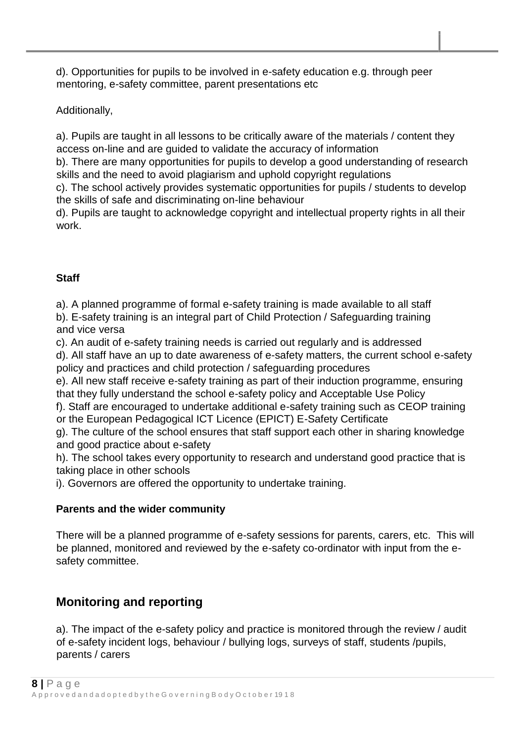d). Opportunities for pupils to be involved in e-safety education e.g. through peer mentoring, e-safety committee, parent presentations etc

Additionally,

a). Pupils are taught in all lessons to be critically aware of the materials / content they access on-line and are guided to validate the accuracy of information
b). There are many opportunities for pupils to develop a good understanding of research skills and the need to avoid plagiarism and uphold copyright regulations
c). The school actively provides systematic opportunities for pupils / students to develop the skills of safe and discriminating on-line behaviour
d). Pupils are taught to acknowledge copyright and intellectual property rights in all their work.

**Staff**

a). A planned programme of formal e-safety training is made available to all staff
b). E-safety training is an integral part of Child Protection / Safeguarding training and vice versa
c). An audit of e-safety training needs is carried out regularly and is addressed
d). All staff have an up to date awareness of e-safety matters, the current school e-safety policy and practices and child protection / safeguarding procedures
e). All new staff receive e-safety training as part of their induction programme, ensuring that they fully understand the school e-safety policy and Acceptable Use Policy
f). Staff are encouraged to undertake additional e-safety training such as CEOP training or the European Pedagogical ICT Licence (EPICT) E-Safety Certificate
g). The culture of the school ensures that staff support each other in sharing knowledge and good practice about e-safety
h). The school takes every opportunity to research and understand good practice that is taking place in other schools
i). Governors are offered the opportunity to undertake training.

**Parents and the wider community**

There will be a planned programme of e-safety sessions for parents, carers, etc. This will be planned, monitored and reviewed by the e-safety co-ordinator with input from the e-safety committee.

## Monitoring and reporting

a). The impact of the e-safety policy and practice is monitored through the review / audit of e-safety incident logs, behaviour / bullying logs, surveys of staff, students /pupils, parents / carers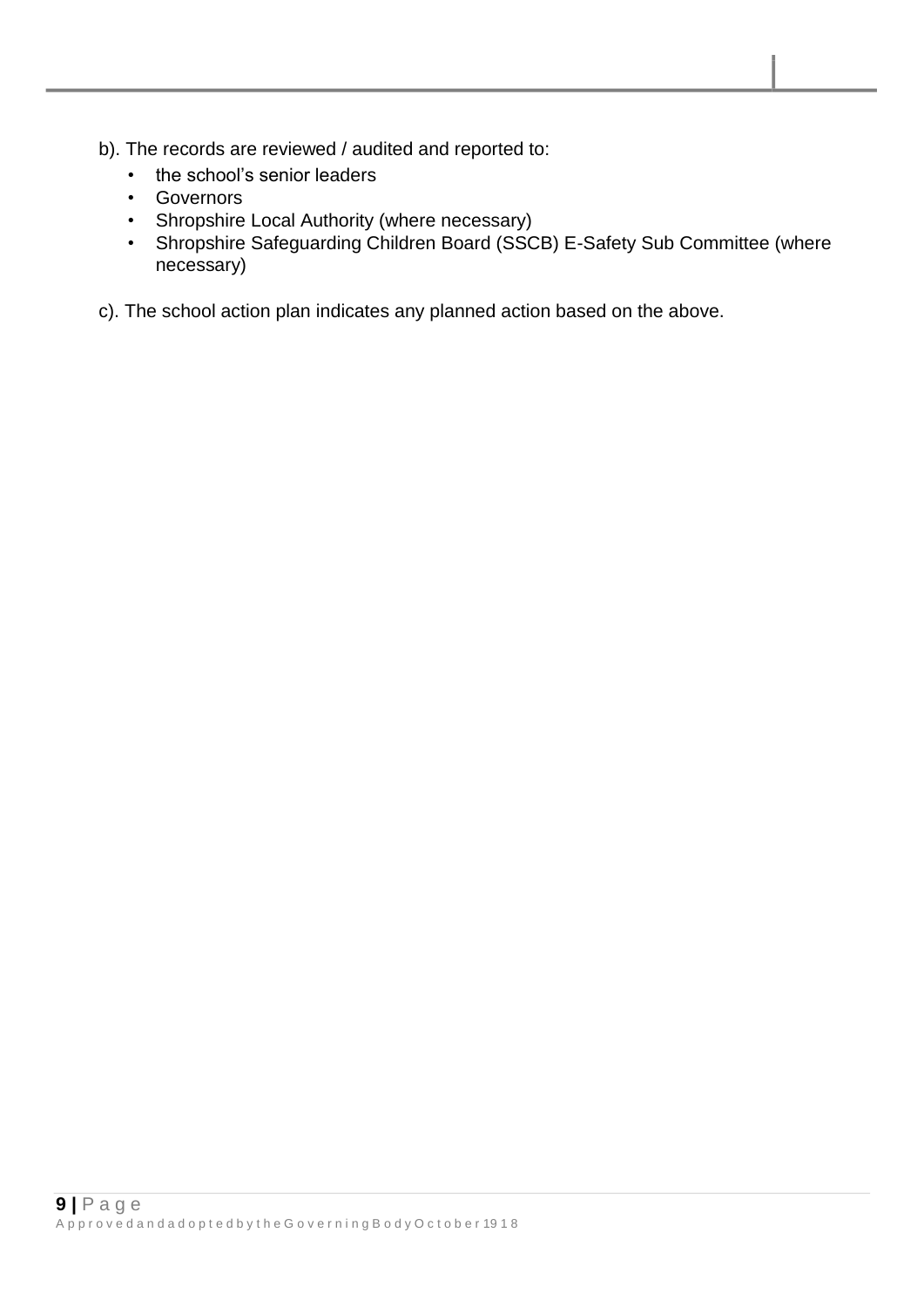b). The records are reviewed / audited and reported to:

- the school's senior leaders
- Governors
- Shropshire Local Authority (where necessary)
- Shropshire Safeguarding Children Board (SSCB) E-Safety Sub Committee (where necessary)

c). The school action plan indicates any planned action based on the above.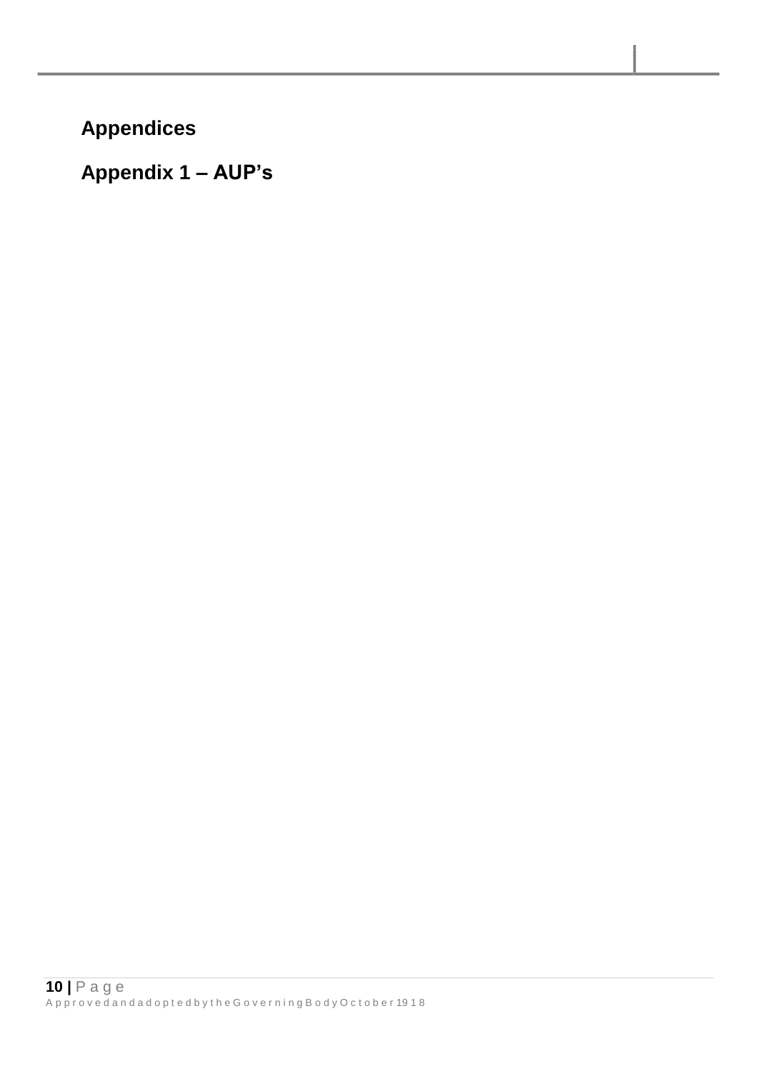## Appendices

## Appendix 1 – AUP's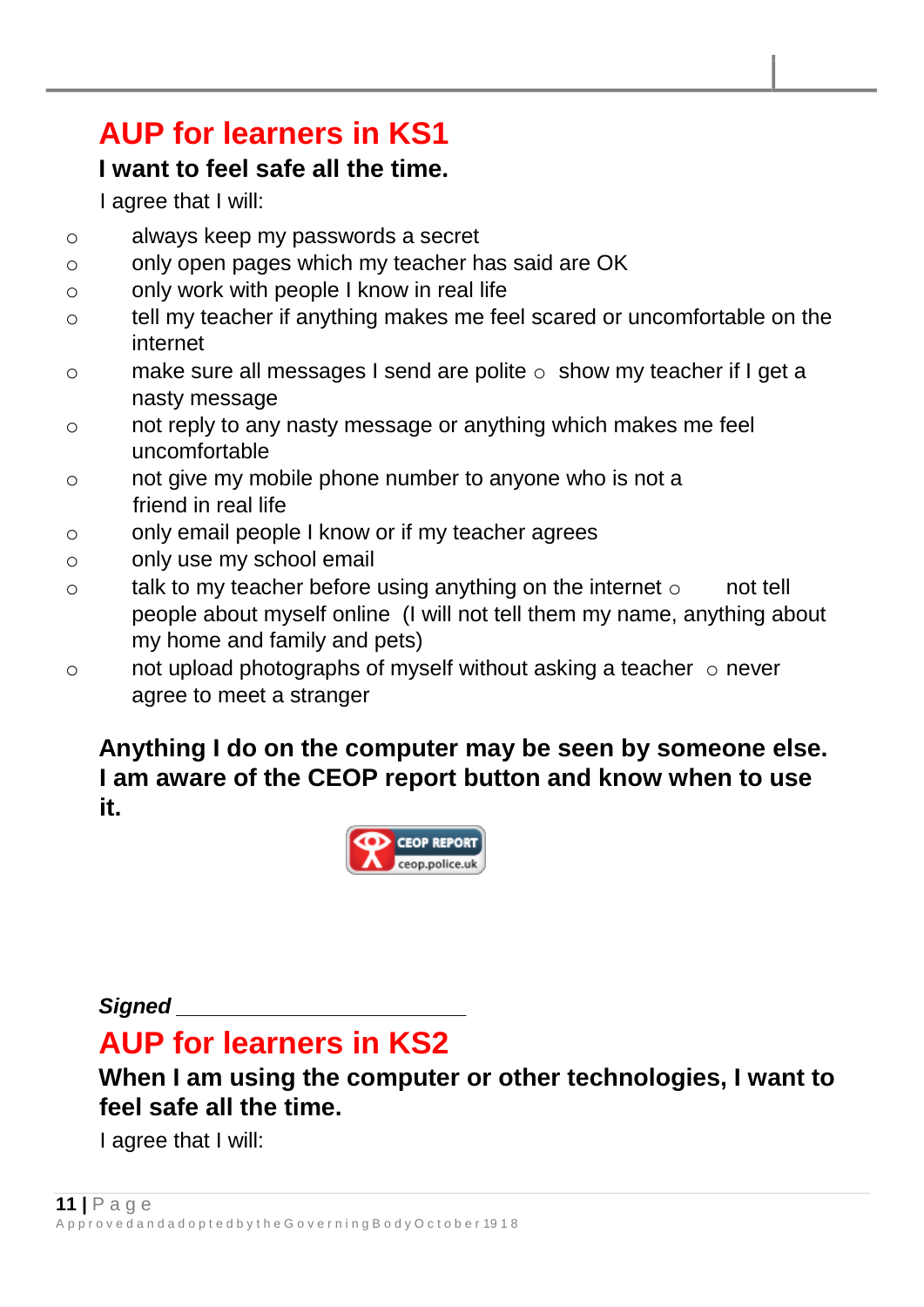# AUP for learners in KS1

**I want to feel safe all the time.**

I agree that I will:

- always keep my passwords a secret
- only open pages which my teacher has said are OK
- only work with people I know in real life
- tell my teacher if anything makes me feel scared or uncomfortable on the internet
- make sure all messages I send are polite
- show my teacher if I get a nasty message
- not reply to any nasty message or anything which makes me feel uncomfortable
- not give my mobile phone number to anyone who is not a friend in real life
- only email people I know or if my teacher agrees
- only use my school email
- talk to my teacher before using anything on the internet
- not tell people about myself online (I will not tell them my name, anything about my home and family and pets)
- not upload photographs of myself without asking a teacher
- never agree to meet a stranger

**Anything I do on the computer may be seen by someone else. I am aware of the CEOP report button and know when to use it.**

CEOP REPORT ceop.police.uk

***Signed*** ________________________

# AUP for learners in KS2

**When I am using the computer or other technologies, I want to feel safe all the time.**

I agree that I will:

Approved and adopted by the Governing Body October 1918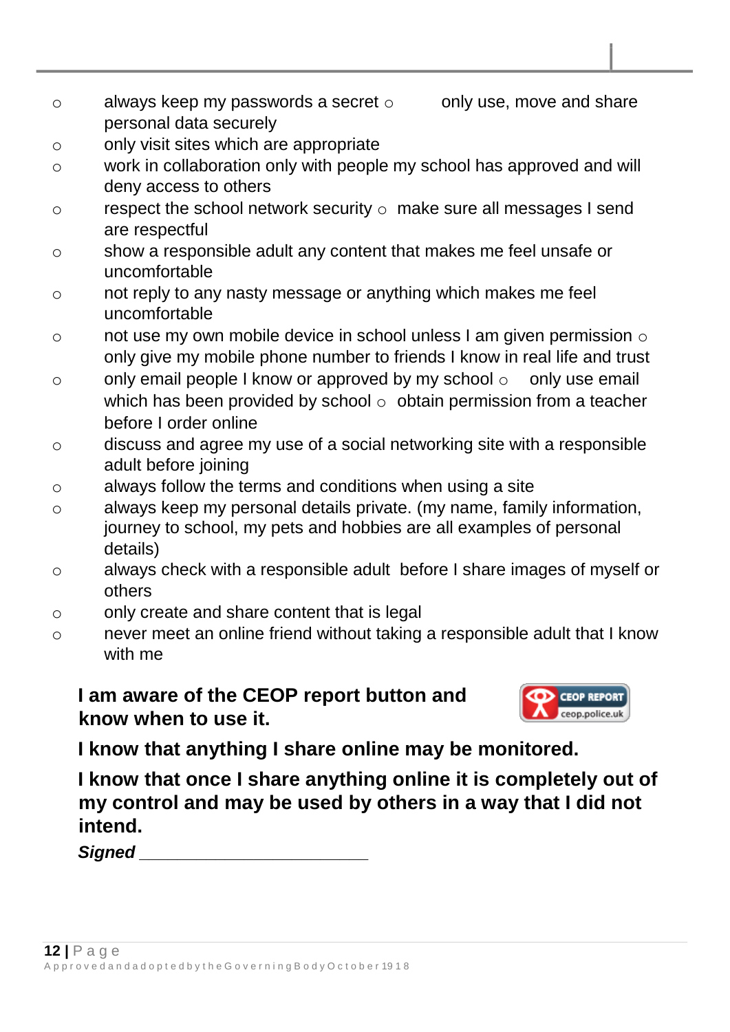- always keep my passwords a secret
- only use, move and share personal data securely
- only visit sites which are appropriate
- work in collaboration only with people my school has approved and will deny access to others
- respect the school network security
- make sure all messages I send are respectful
- show a responsible adult any content that makes me feel unsafe or uncomfortable
- not reply to any nasty message or anything which makes me feel uncomfortable
- not use my own mobile device in school unless I am given permission
- only give my mobile phone number to friends I know in real life and trust
- only email people I know or approved by my school
- only use email which has been provided by school
- obtain permission from a teacher before I order online
- discuss and agree my use of a social networking site with a responsible adult before joining
- always follow the terms and conditions when using a site
- always keep my personal details private. (my name, family information, journey to school, my pets and hobbies are all examples of personal details)
- always check with a responsible adult before I share images of myself or others
- only create and share content that is legal
- never meet an online friend without taking a responsible adult that I know with me

**I am aware of the CEOP report button and know when to use it.**

CEOP REPORT ceop.police.uk

**I know that anything I share online may be monitored.**

**I know that once I share anything online it is completely out of my control and may be used by others in a way that I did not intend.**

***Signed*** ________________________

Approved and adopted by the Governing Body October 1918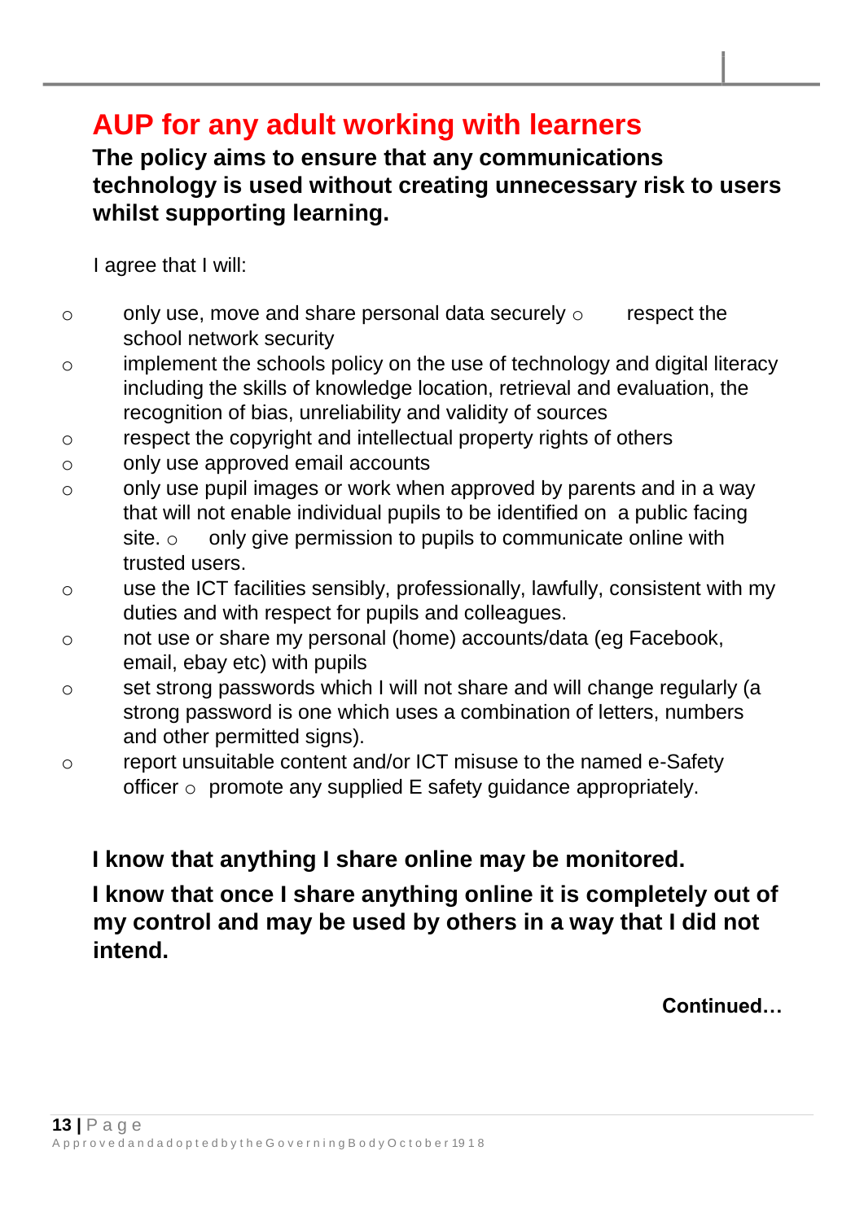# AUP for any adult working with learners

**The policy aims to ensure that any communications technology is used without creating unnecessary risk to users whilst supporting learning.**

I agree that I will:

- only use, move and share personal data securely
- respect the school network security
- implement the schools policy on the use of technology and digital literacy including the skills of knowledge location, retrieval and evaluation, the recognition of bias, unreliability and validity of sources
- respect the copyright and intellectual property rights of others
- only use approved email accounts
- only use pupil images or work when approved by parents and in a way that will not enable individual pupils to be identified on a public facing site.
- only give permission to pupils to communicate online with trusted users.
- use the ICT facilities sensibly, professionally, lawfully, consistent with my duties and with respect for pupils and colleagues.
- not use or share my personal (home) accounts/data (eg Facebook, email, ebay etc) with pupils
- set strong passwords which I will not share and will change regularly (a strong password is one which uses a combination of letters, numbers and other permitted signs).
- report unsuitable content and/or ICT misuse to the named e-Safety officer
- promote any supplied E safety guidance appropriately.

**I know that anything I share online may be monitored.**

**I know that once I share anything online it is completely out of my control and may be used by others in a way that I did not intend.**

**Continued…**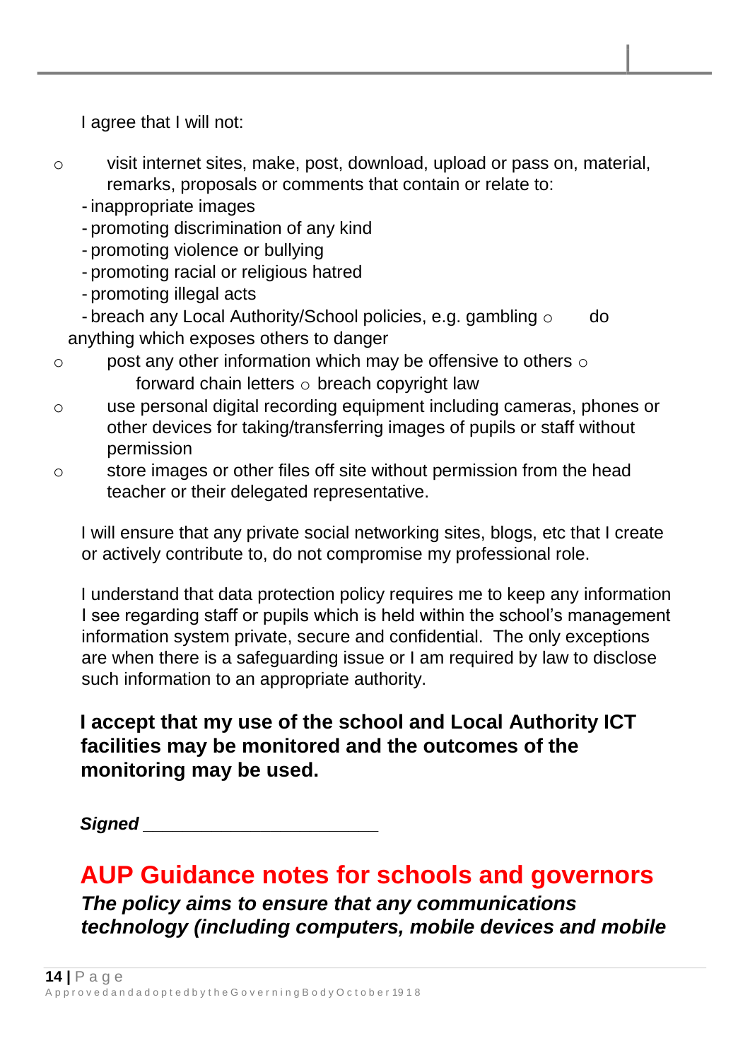I agree that I will not:

- visit internet sites, make, post, download, upload or pass on, material, remarks, proposals or comments that contain or relate to:
  - inappropriate images
  - promoting discrimination of any kind
  - promoting violence or bullying
  - promoting racial or religious hatred
  - promoting illegal acts
  - breach any Local Authority/School policies, e.g. gambling
- do anything which exposes others to danger
- post any other information which may be offensive to others
- forward chain letters
- breach copyright law
- use personal digital recording equipment including cameras, phones or other devices for taking/transferring images of pupils or staff without permission
- store images or other files off site without permission from the head teacher or their delegated representative.

I will ensure that any private social networking sites, blogs, etc that I create or actively contribute to, do not compromise my professional role.

I understand that data protection policy requires me to keep any information I see regarding staff or pupils which is held within the school's management information system private, secure and confidential. The only exceptions are when there is a safeguarding issue or I am required by law to disclose such information to an appropriate authority.

**I accept that my use of the school and Local Authority ICT facilities may be monitored and the outcomes of the monitoring may be used.**

***Signed*** \_\_\_\_\_\_\_\_\_\_\_\_\_\_\_\_\_\_\_\_\_\_\_\_

## AUP Guidance notes for schools and governors

***The policy aims to ensure that any communications technology (including computers, mobile devices and mobile***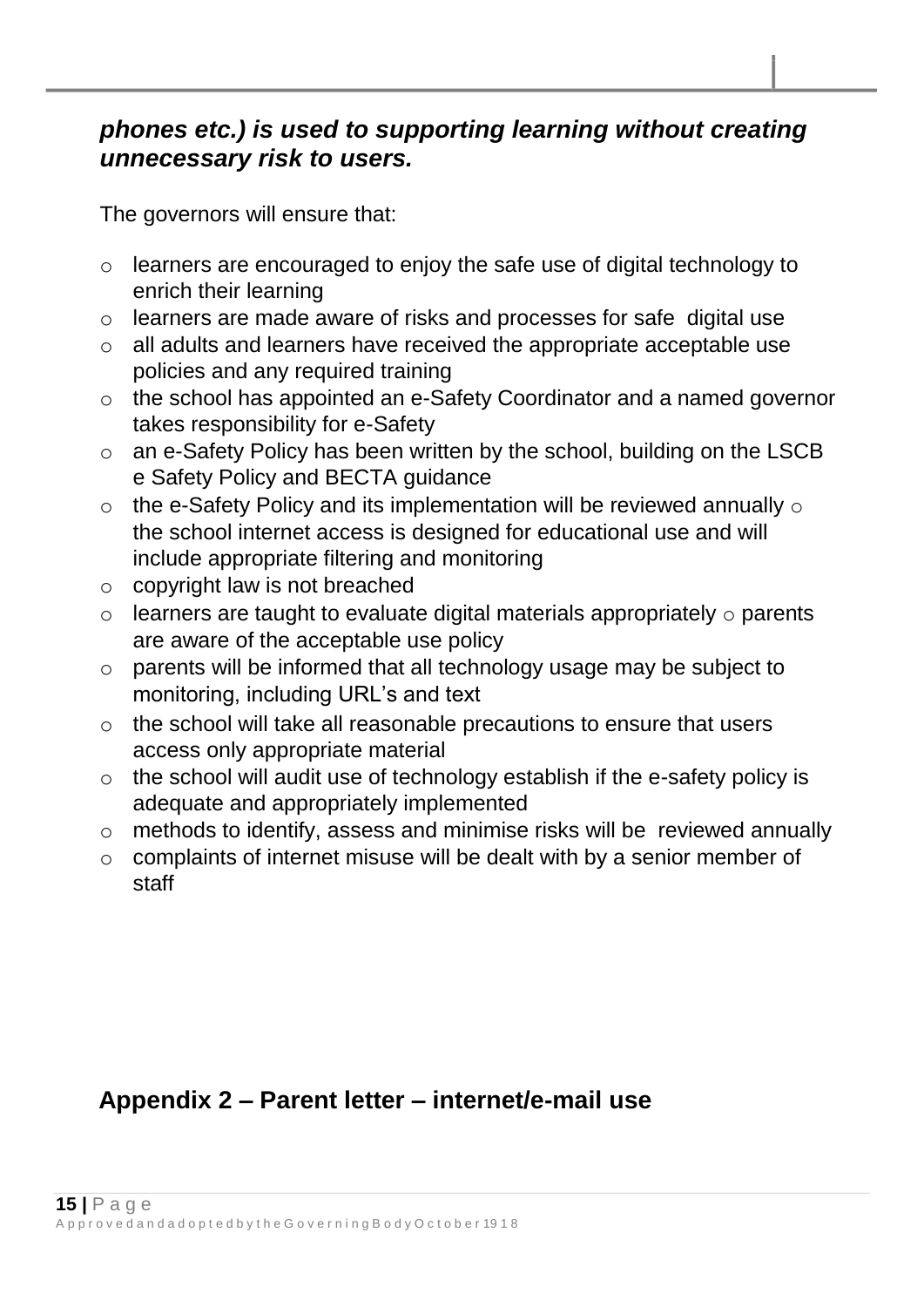***phones etc.) is used to supporting learning without creating unnecessary risk to users.***

The governors will ensure that:

- learners are encouraged to enjoy the safe use of digital technology to enrich their learning
- learners are made aware of risks and processes for safe digital use
- all adults and learners have received the appropriate acceptable use policies and any required training
- the school has appointed an e-Safety Coordinator and a named governor takes responsibility for e-Safety
- an e-Safety Policy has been written by the school, building on the LSCB e Safety Policy and BECTA guidance
- the e-Safety Policy and its implementation will be reviewed annually
- the school internet access is designed for educational use and will include appropriate filtering and monitoring
- copyright law is not breached
- learners are taught to evaluate digital materials appropriately
- parents are aware of the acceptable use policy
- parents will be informed that all technology usage may be subject to monitoring, including URL's and text
- the school will take all reasonable precautions to ensure that users access only appropriate material
- the school will audit use of technology establish if the e-safety policy is adequate and appropriately implemented
- methods to identify, assess and minimise risks will be reviewed annually
- complaints of internet misuse will be dealt with by a senior member of staff

## Appendix 2 – Parent letter – internet/e-mail use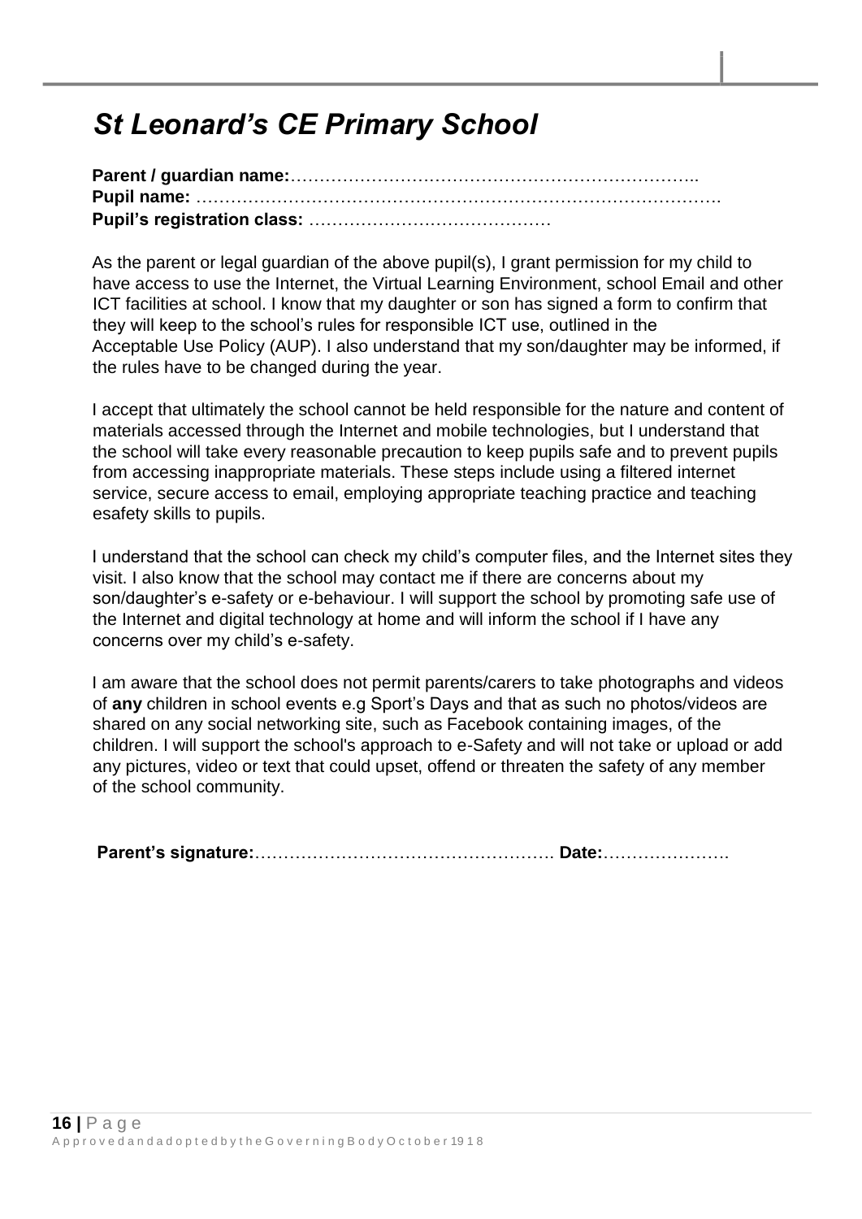# *St Leonard's CE Primary School*

**Parent / guardian name:**……………………………………………………………..
**Pupil name:** …………………………………………………………………………….
**Pupil's registration class:** ……………………………………

As the parent or legal guardian of the above pupil(s), I grant permission for my child to have access to use the Internet, the Virtual Learning Environment, school Email and other ICT facilities at school. I know that my daughter or son has signed a form to confirm that they will keep to the school's rules for responsible ICT use, outlined in the Acceptable Use Policy (AUP). I also understand that my son/daughter may be informed, if the rules have to be changed during the year.

I accept that ultimately the school cannot be held responsible for the nature and content of materials accessed through the Internet and mobile technologies, but I understand that the school will take every reasonable precaution to keep pupils safe and to prevent pupils from accessing inappropriate materials. These steps include using a filtered internet service, secure access to email, employing appropriate teaching practice and teaching esafety skills to pupils.

I understand that the school can check my child's computer files, and the Internet sites they visit. I also know that the school may contact me if there are concerns about my son/daughter's e-safety or e-behaviour. I will support the school by promoting safe use of the Internet and digital technology at home and will inform the school if I have any concerns over my child's e-safety.

I am aware that the school does not permit parents/carers to take photographs and videos of **any** children in school events e.g Sport's Days and that as such no photos/videos are shared on any social networking site, such as Facebook containing images, of the children. I will support the school's approach to e-Safety and will not take or upload or add any pictures, video or text that could upset, offend or threaten the safety of any member of the school community.

**Parent's signature:**……………………………………………. **Date:**………………….

Approved and adopted by the Governing Body October 1918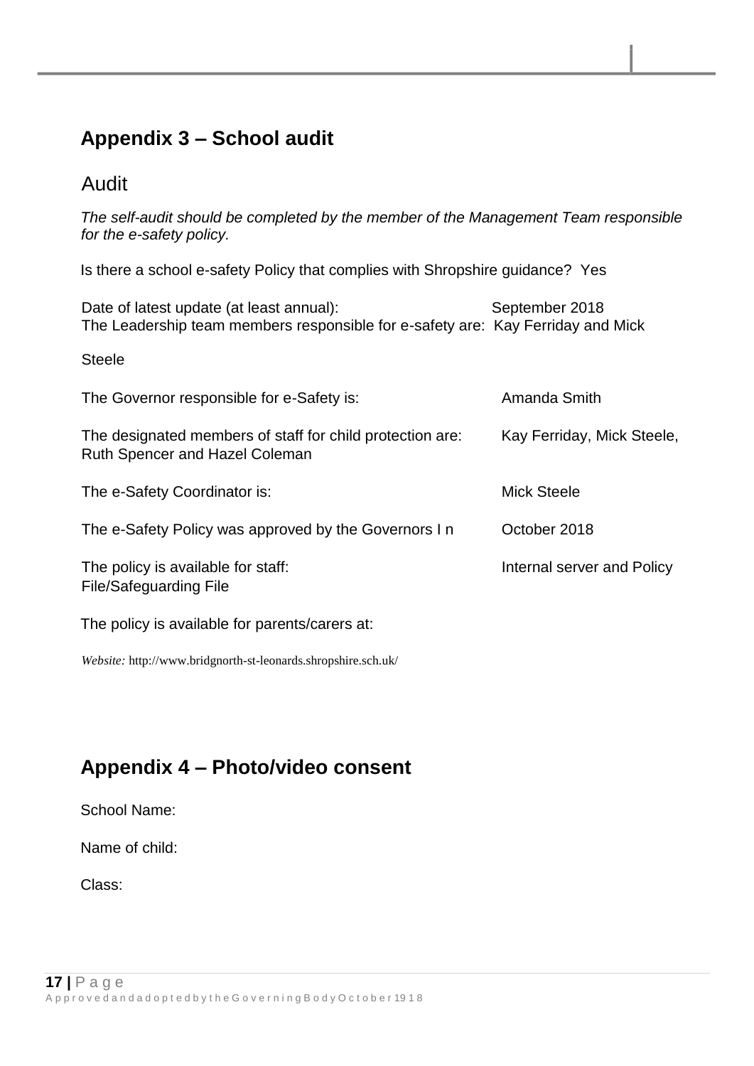## Appendix 3 – School audit

### Audit

*The self-audit should be completed by the member of the Management Team responsible for the e-safety policy.*

Is there a school e-safety Policy that complies with Shropshire guidance? Yes

Date of latest update (at least annual): September 2018

The Leadership team members responsible for e-safety are: Kay Ferriday and Mick Steele

The Governor responsible for e-Safety is: Amanda Smith

The designated members of staff for child protection are: Kay Ferriday, Mick Steele, Ruth Spencer and Hazel Coleman

The e-Safety Coordinator is: Mick Steele

The e-Safety Policy was approved by the Governors I n October 2018

The policy is available for staff: Internal server and Policy File/Safeguarding File

The policy is available for parents/carers at:

*Website:* http://www.bridgnorth-st-leonards.shropshire.sch.uk/

## Appendix 4 – Photo/video consent

School Name:

Name of child:

Class: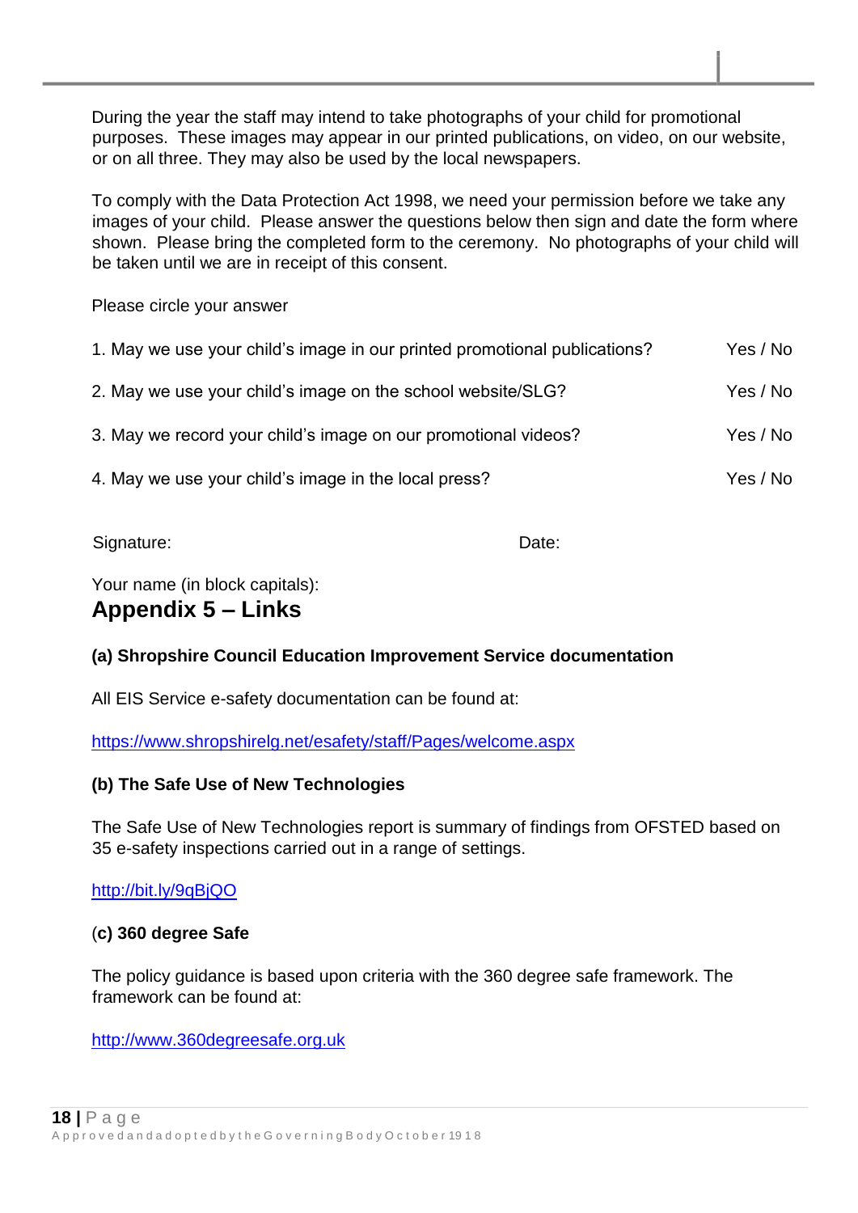During the year the staff may intend to take photographs of your child for promotional purposes. These images may appear in our printed publications, on video, on our website, or on all three. They may also be used by the local newspapers.

To comply with the Data Protection Act 1998, we need your permission before we take any images of your child. Please answer the questions below then sign and date the form where shown. Please bring the completed form to the ceremony. No photographs of your child will be taken until we are in receipt of this consent.

Please circle your answer

| | |
|---|---|
| 1. May we use your child's image in our printed promotional publications? | Yes / No |
| 2. May we use your child's image on the school website/SLG? | Yes / No |
| 3. May we record your child's image on our promotional videos? | Yes / No |
| 4. May we use your child's image in the local press? | Yes / No |

Signature: Date:

Your name (in block capitals):

## Appendix 5 – Links

**(a) Shropshire Council Education Improvement Service documentation**

All EIS Service e-safety documentation can be found at:

https://www.shropshirelg.net/esafety/staff/Pages/welcome.aspx

**(b) The Safe Use of New Technologies**

The Safe Use of New Technologies report is summary of findings from OFSTED based on 35 e-safety inspections carried out in a range of settings.

http://bit.ly/9qBjQO

(**c) 360 degree Safe**

The policy guidance is based upon criteria with the 360 degree safe framework. The framework can be found at:

http://www.360degreesafe.org.uk

Approved and adopted by the Governing Body October 1918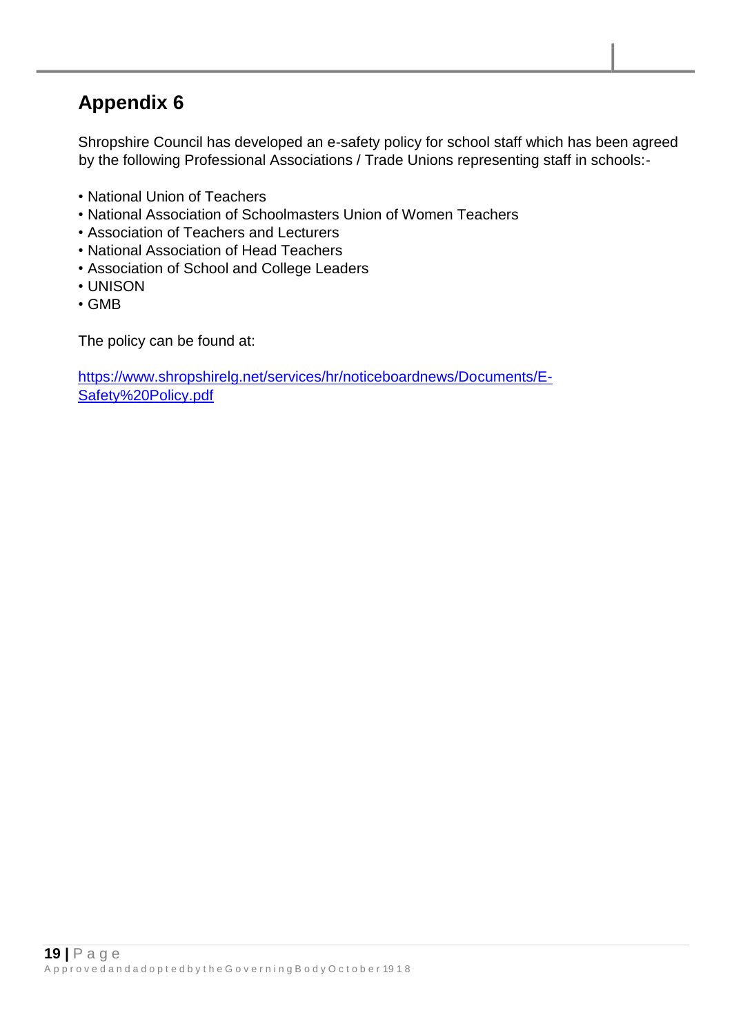# Appendix 6

Shropshire Council has developed an e-safety policy for school staff which has been agreed by the following Professional Associations / Trade Unions representing staff in schools:-

- National Union of Teachers
- National Association of Schoolmasters Union of Women Teachers
- Association of Teachers and Lecturers
- National Association of Head Teachers
- Association of School and College Leaders
- UNISON
- GMB

The policy can be found at:

[https://www.shropshirelg.net/services/hr/noticeboardnews/Documents/E-Safety%20Policy.pdf](https://www.shropshirelg.net/services/hr/noticeboardnews/Documents/E-Safety%20Policy.pdf)